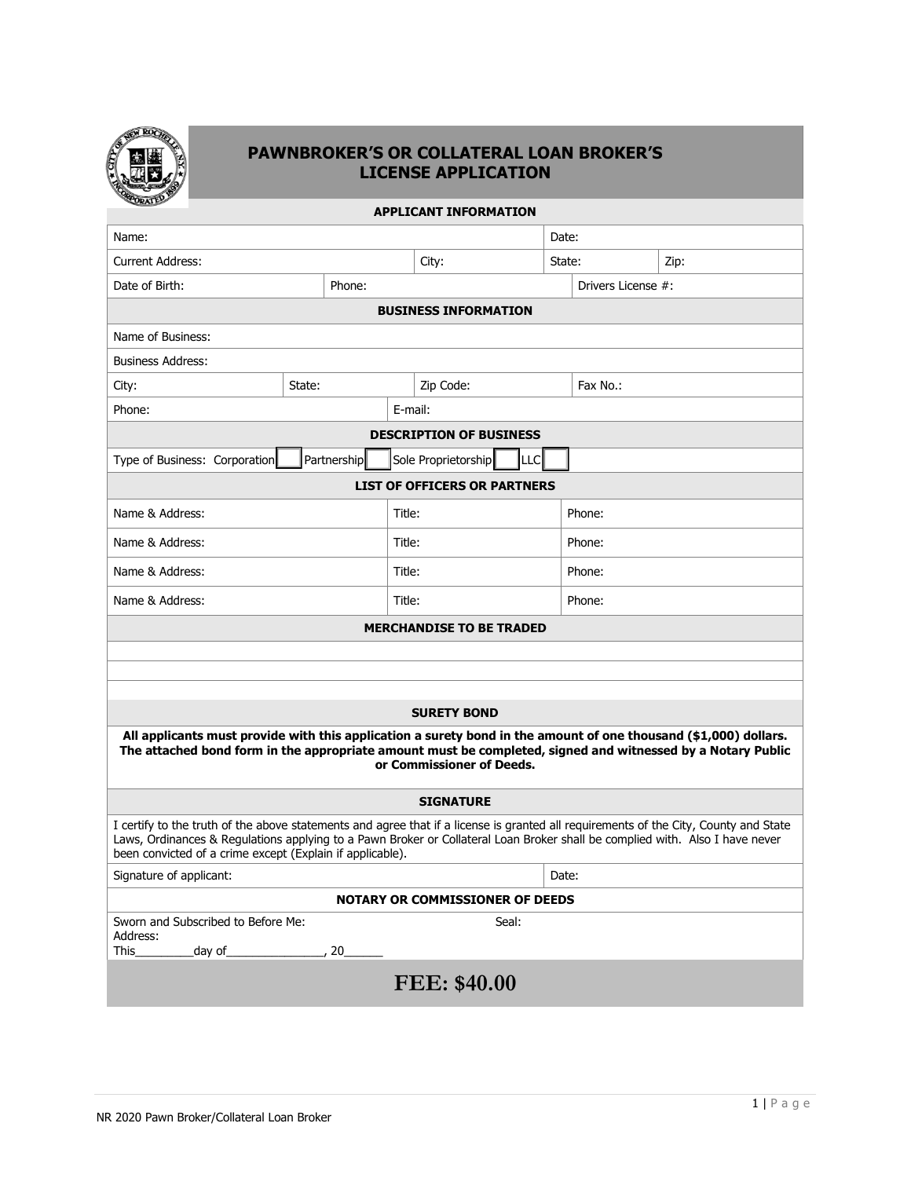# PAWNBROKER'S OR COLLATERAL LOAN BROKER'S LICENSE APPLICATION

## APPLICANT INFORMATION

| | | | | |
|---|---|---|---|---|
| Name: | | | Date: | |
| Current Address: | | City: | State: | Zip: |
| Date of Birth: | Phone: | | Drivers License #: | |

## BUSINESS INFORMATION

| | | | |
|---|---|---|---|
| Name of Business: | | | |
| Business Address: | | | |
| City: | State: | Zip Code: | Fax No.: |
| Phone: | E-mail: | | |

## DESCRIPTION OF BUSINESS

Type of Business: Corporation ☐ Partnership ☐ Sole Proprietorship ☐ LLC ☐

## LIST OF OFFICERS OR PARTNERS

| | | |
|---|---|---|
| Name & Address: | Title: | Phone: |
| Name & Address: | Title: | Phone: |
| Name & Address: | Title: | Phone: |
| Name & Address: | Title: | Phone: |

## MERCHANDISE TO BE TRADED

## SURETY BOND

**All applicants must provide with this application a surety bond in the amount of one thousand ($1,000) dollars. The attached bond form in the appropriate amount must be completed, signed and witnessed by a Notary Public or Commissioner of Deeds.**

## SIGNATURE

I certify to the truth of the above statements and agree that if a license is granted all requirements of the City, County and State Laws, Ordinances & Regulations applying to a Pawn Broker or Collateral Loan Broker shall be complied with. Also I have never been convicted of a crime except (Explain if applicable).

| | |
|---|---|
| Signature of applicant: | Date: |

## NOTARY OR COMMISSIONER OF DEEDS

Sworn and Subscribed to Before Me: Seal:
Address:
This_________day of_______________, 20______

# FEE: $40.00

NR 2020 Pawn Broker/Collateral Loan Broker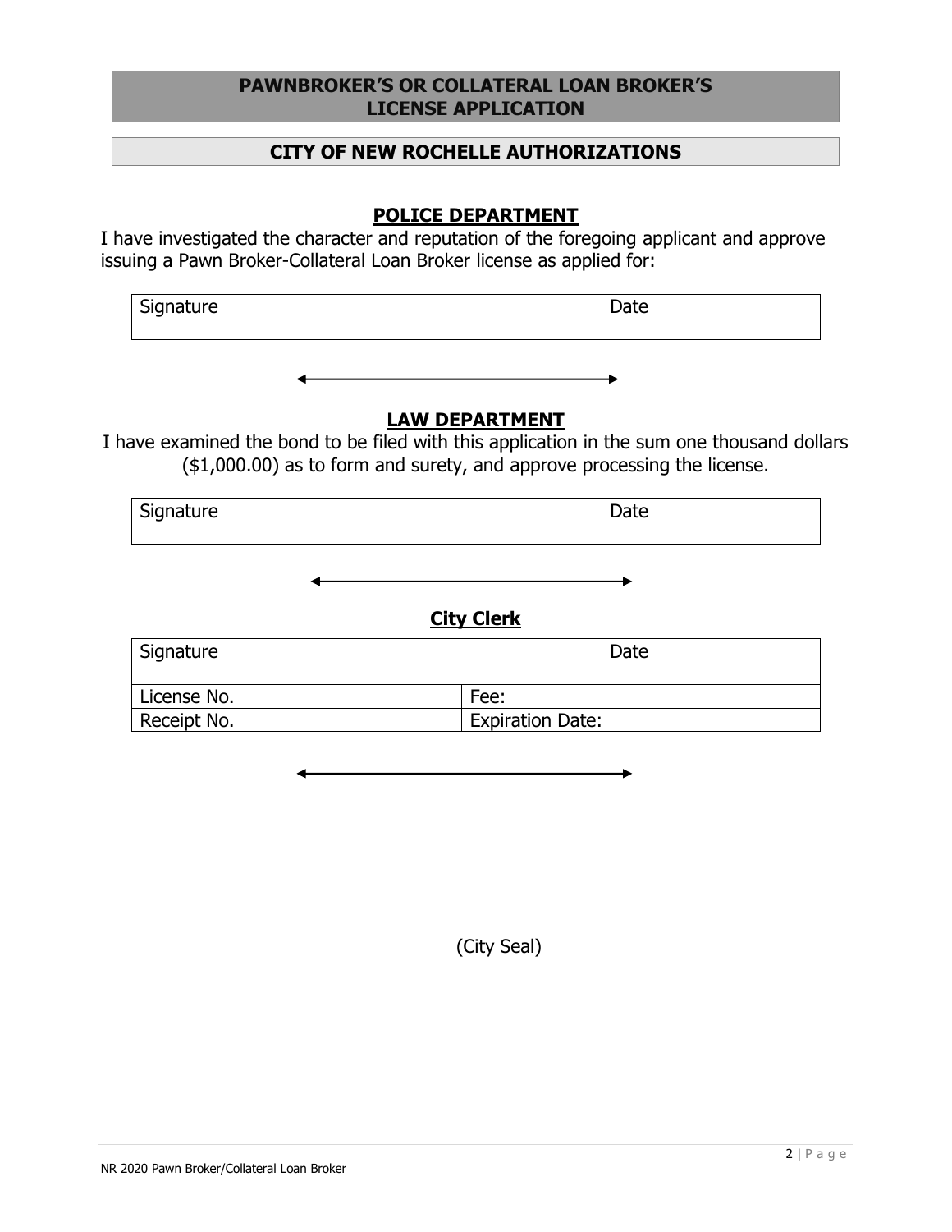# PAWNBROKER'S OR COLLATERAL LOAN BROKER'S LICENSE APPLICATION

## CITY OF NEW ROCHELLE AUTHORIZATIONS

### POLICE DEPARTMENT

I have investigated the character and reputation of the foregoing applicant and approve issuing a Pawn Broker-Collateral Loan Broker license as applied for:

| Signature | Date |
|---|---|
| | |

### LAW DEPARTMENT

I have examined the bond to be filed with this application in the sum one thousand dollars ($1,000.00) as to form and surety, and approve processing the license.

| Signature | Date |
|---|---|
| | |

### City Clerk

| Signature | | Date |
|---|---|---|
| License No. | Fee: | |
| Receipt No. | Expiration Date: | |

(City Seal)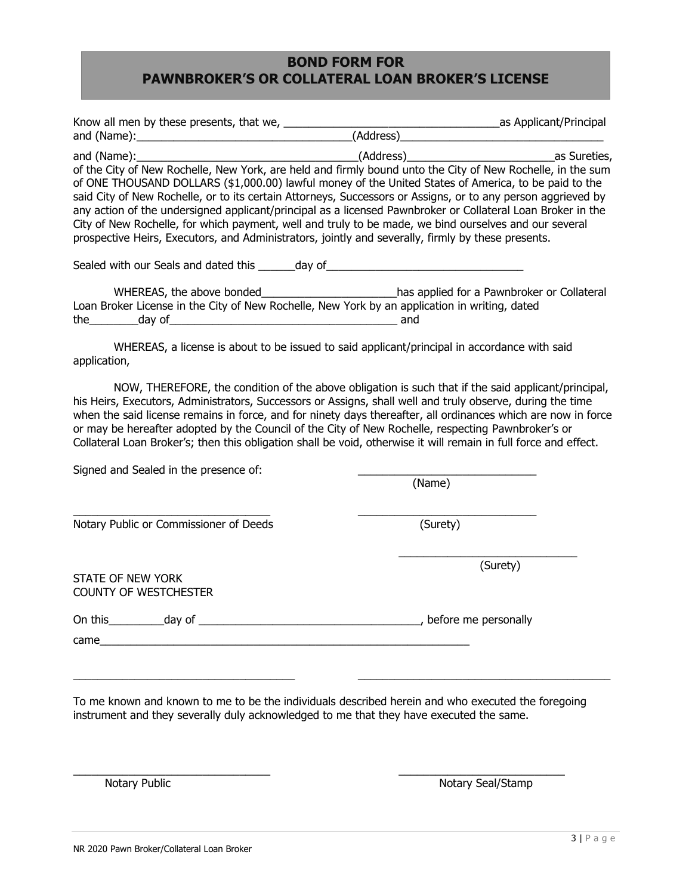## BOND FORM FOR PAWNBROKER'S OR COLLATERAL LOAN BROKER'S LICENSE

Know all men by these presents, that we, ____________________________________as Applicant/Principal and (Name):___________________________________(Address)________________________________

and (Name):____________________________________(Address)________________________as Sureties, of the City of New Rochelle, New York, are held and firmly bound unto the City of New Rochelle, in the sum of ONE THOUSAND DOLLARS ($1,000.00) lawful money of the United States of America, to be paid to the said City of New Rochelle, or to its certain Attorneys, Successors or Assigns, or to any person aggrieved by any action of the undersigned applicant/principal as a licensed Pawnbroker or Collateral Loan Broker in the City of New Rochelle, for which payment, well and truly to be made, we bind ourselves and our several prospective Heirs, Executors, and Administrators, jointly and severally, firmly by these presents.

Sealed with our Seals and dated this ______day of________________________________

WHEREAS, the above bonded______________________has applied for a Pawnbroker or Collateral Loan Broker License in the City of New Rochelle, New York by an application in writing, dated the________day of_____________________________________ and

WHEREAS, a license is about to be issued to said applicant/principal in accordance with said application,

NOW, THEREFORE, the condition of the above obligation is such that if the said applicant/principal, his Heirs, Executors, Administrators, Successors or Assigns, shall well and truly observe, during the time when the said license remains in force, and for ninety days thereafter, all ordinances which are now in force or may be hereafter adopted by the Council of the City of New Rochelle, respecting Pawnbroker's or Collateral Loan Broker's; then this obligation shall be void, otherwise it will remain in full force and effect.

Signed and Sealed in the presence of:

_____________________________
(Name)

________________________________
Notary Public or Commissioner of Deeds

_____________________________
(Surety)

_____________________________
(Surety)

STATE OF NEW YORK
COUNTY OF WESTCHESTER

On this_________day of ___________________________________, before me personally came_______________________________________________________________

___________________________________ ________________________________________

To me known and known to me to be the individuals described herein and who executed the foregoing instrument and they severally duly acknowledged to me that they have executed the same.

________________________________
Notary Public

___________________________
Notary Seal/Stamp

NR 2020 Pawn Broker/Collateral Loan Broker